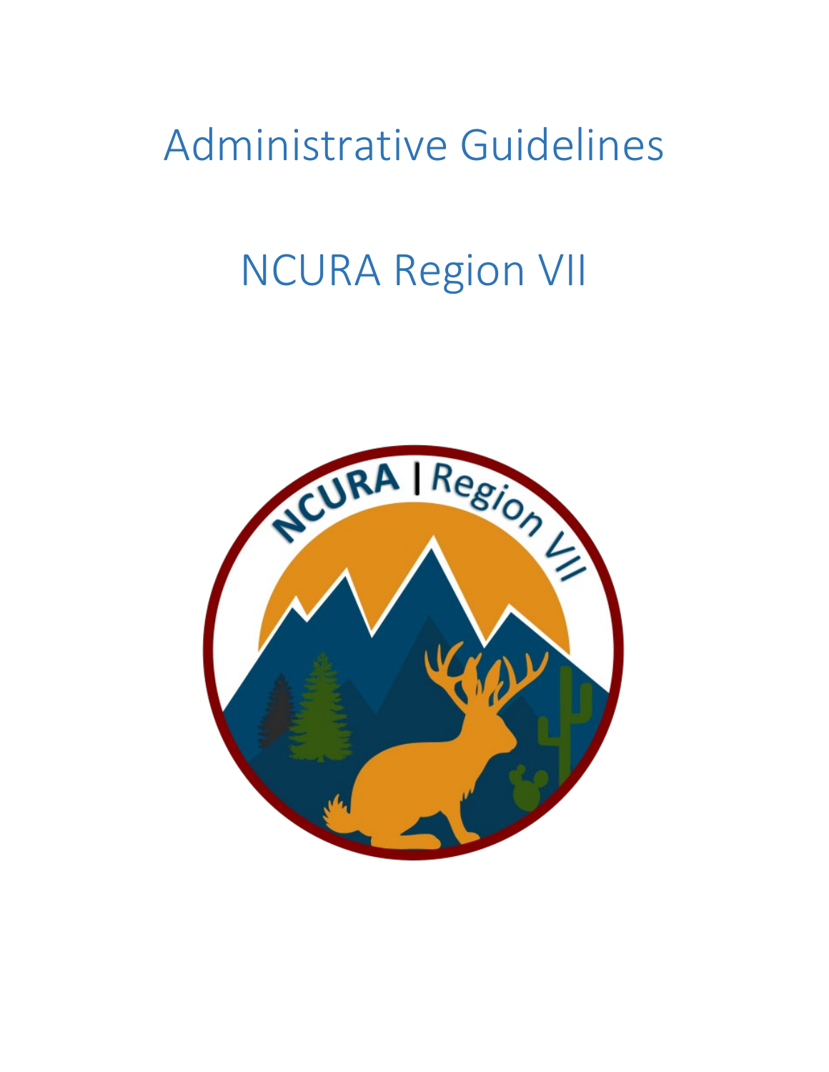# Administrative Guidelines

# NCURA Region VII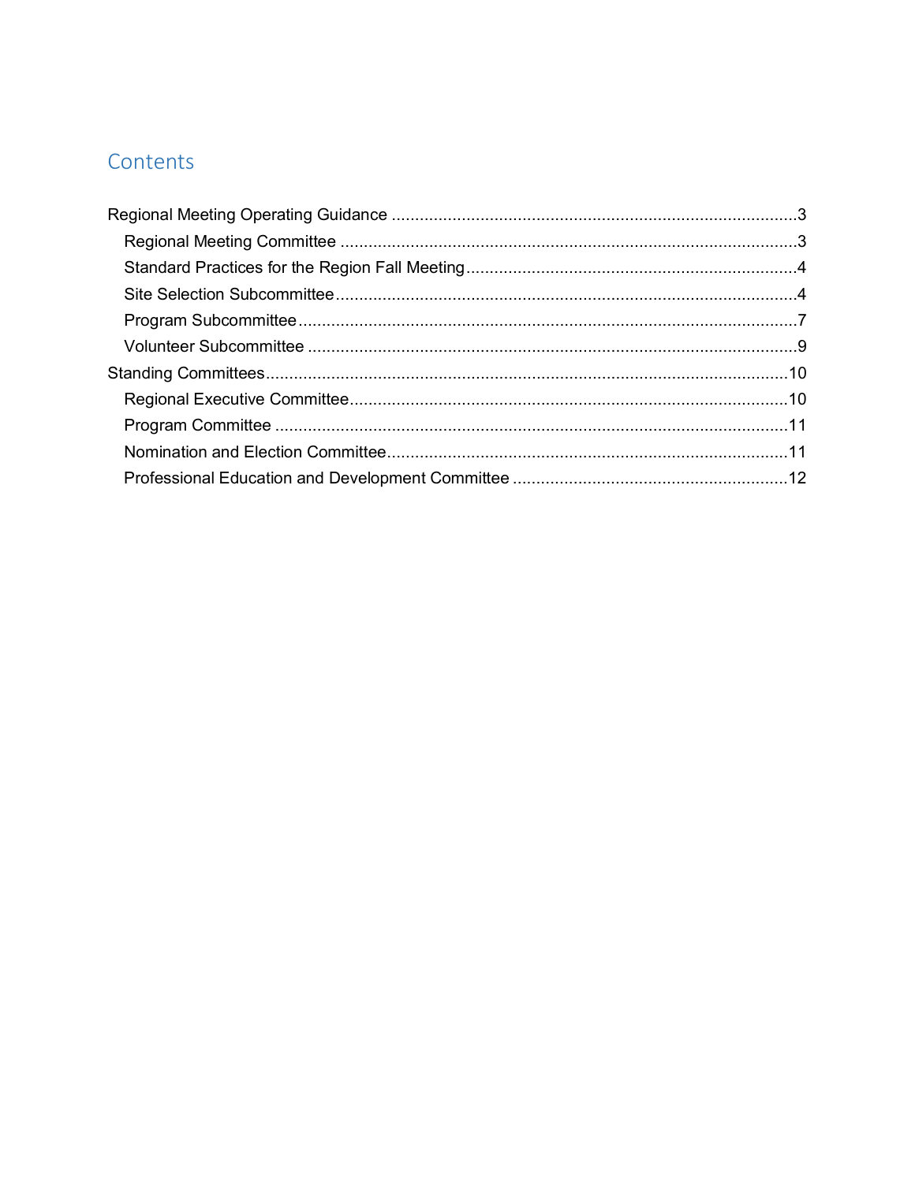# Contents

Regional Meeting Operating Guidance ........................................................................................3

- Regional Meeting Committee ..................................................................................................3
- Standard Practices for the Region Fall Meeting.......................................................................4
- Site Selection Subcommittee....................................................................................................4
- Program Subcommittee............................................................................................................7
- Volunteer Subcommittee ..........................................................................................................9

Standing Committees.................................................................................................................10

- Regional Executive Committee..............................................................................................10
- Program Committee ...............................................................................................................11
- Nomination and Election Committee......................................................................................11
- Professional Education and Development Committee ...........................................................12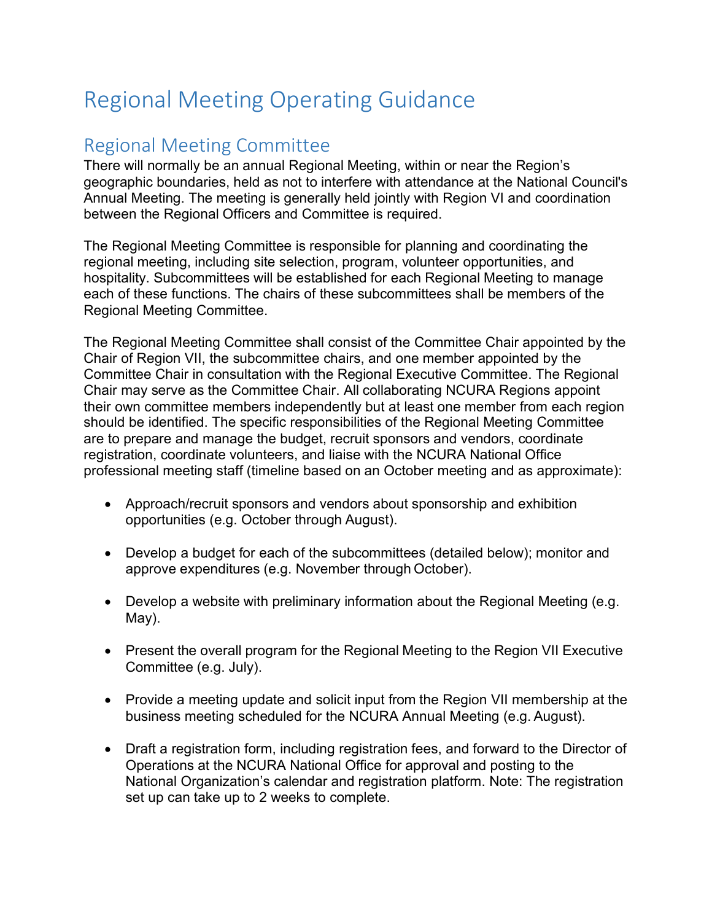# Regional Meeting Operating Guidance

## Regional Meeting Committee

There will normally be an annual Regional Meeting, within or near the Region's geographic boundaries, held as not to interfere with attendance at the National Council's Annual Meeting. The meeting is generally held jointly with Region VI and coordination between the Regional Officers and Committee is required.

The Regional Meeting Committee is responsible for planning and coordinating the regional meeting, including site selection, program, volunteer opportunities, and hospitality. Subcommittees will be established for each Regional Meeting to manage each of these functions. The chairs of these subcommittees shall be members of the Regional Meeting Committee.

The Regional Meeting Committee shall consist of the Committee Chair appointed by the Chair of Region VII, the subcommittee chairs, and one member appointed by the Committee Chair in consultation with the Regional Executive Committee. The Regional Chair may serve as the Committee Chair. All collaborating NCURA Regions appoint their own committee members independently but at least one member from each region should be identified. The specific responsibilities of the Regional Meeting Committee are to prepare and manage the budget, recruit sponsors and vendors, coordinate registration, coordinate volunteers, and liaise with the NCURA National Office professional meeting staff (timeline based on an October meeting and as approximate):

- Approach/recruit sponsors and vendors about sponsorship and exhibition opportunities (e.g. October through August).
- Develop a budget for each of the subcommittees (detailed below); monitor and approve expenditures (e.g. November through October).
- Develop a website with preliminary information about the Regional Meeting (e.g. May).
- Present the overall program for the Regional Meeting to the Region VII Executive Committee (e.g. July).
- Provide a meeting update and solicit input from the Region VII membership at the business meeting scheduled for the NCURA Annual Meeting (e.g. August).
- Draft a registration form, including registration fees, and forward to the Director of Operations at the NCURA National Office for approval and posting to the National Organization's calendar and registration platform. Note: The registration set up can take up to 2 weeks to complete.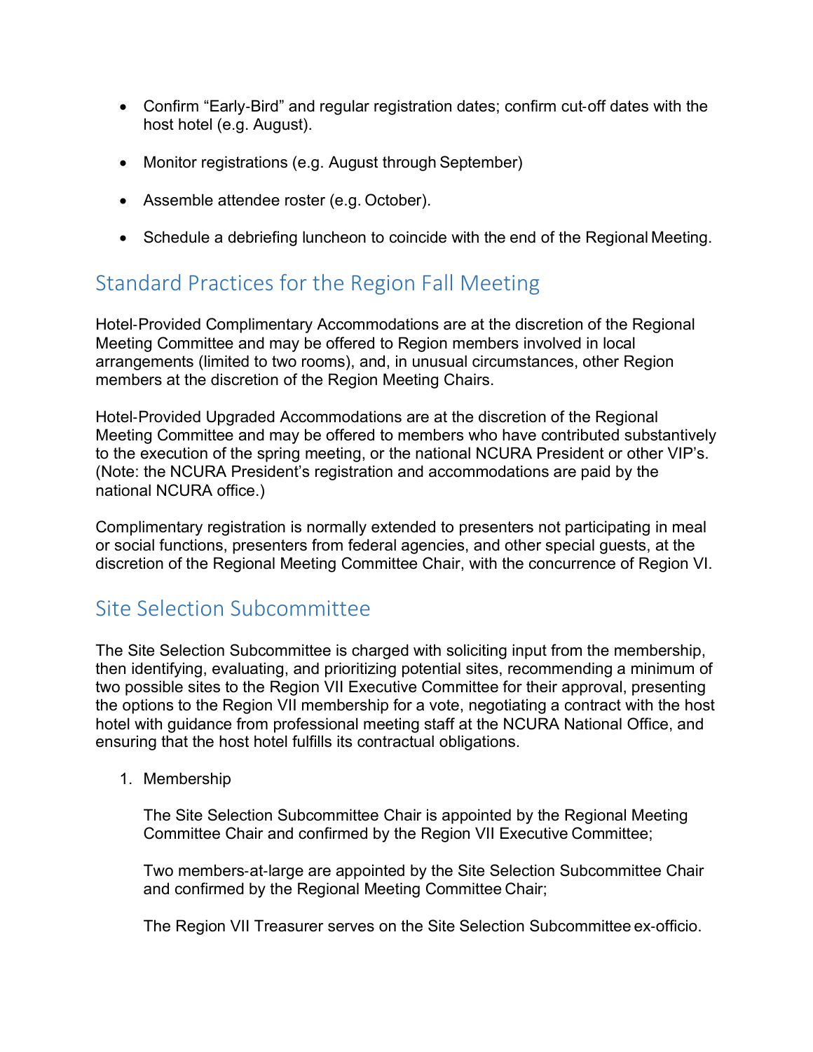- Confirm "Early-Bird" and regular registration dates; confirm cut-off dates with the host hotel (e.g. August).
- Monitor registrations (e.g. August through September)
- Assemble attendee roster (e.g. October).
- Schedule a debriefing luncheon to coincide with the end of the Regional Meeting.

## Standard Practices for the Region Fall Meeting

Hotel-Provided Complimentary Accommodations are at the discretion of the Regional Meeting Committee and may be offered to Region members involved in local arrangements (limited to two rooms), and, in unusual circumstances, other Region members at the discretion of the Region Meeting Chairs.

Hotel-Provided Upgraded Accommodations are at the discretion of the Regional Meeting Committee and may be offered to members who have contributed substantively to the execution of the spring meeting, or the national NCURA President or other VIP's. (Note: the NCURA President's registration and accommodations are paid by the national NCURA office.)

Complimentary registration is normally extended to presenters not participating in meal or social functions, presenters from federal agencies, and other special guests, at the discretion of the Regional Meeting Committee Chair, with the concurrence of Region VI.

## Site Selection Subcommittee

The Site Selection Subcommittee is charged with soliciting input from the membership, then identifying, evaluating, and prioritizing potential sites, recommending a minimum of two possible sites to the Region VII Executive Committee for their approval, presenting the options to the Region VII membership for a vote, negotiating a contract with the host hotel with guidance from professional meeting staff at the NCURA National Office, and ensuring that the host hotel fulfills its contractual obligations.

1. Membership

   The Site Selection Subcommittee Chair is appointed by the Regional Meeting Committee Chair and confirmed by the Region VII Executive Committee;

   Two members-at-large are appointed by the Site Selection Subcommittee Chair and confirmed by the Regional Meeting Committee Chair;

   The Region VII Treasurer serves on the Site Selection Subcommittee ex-officio.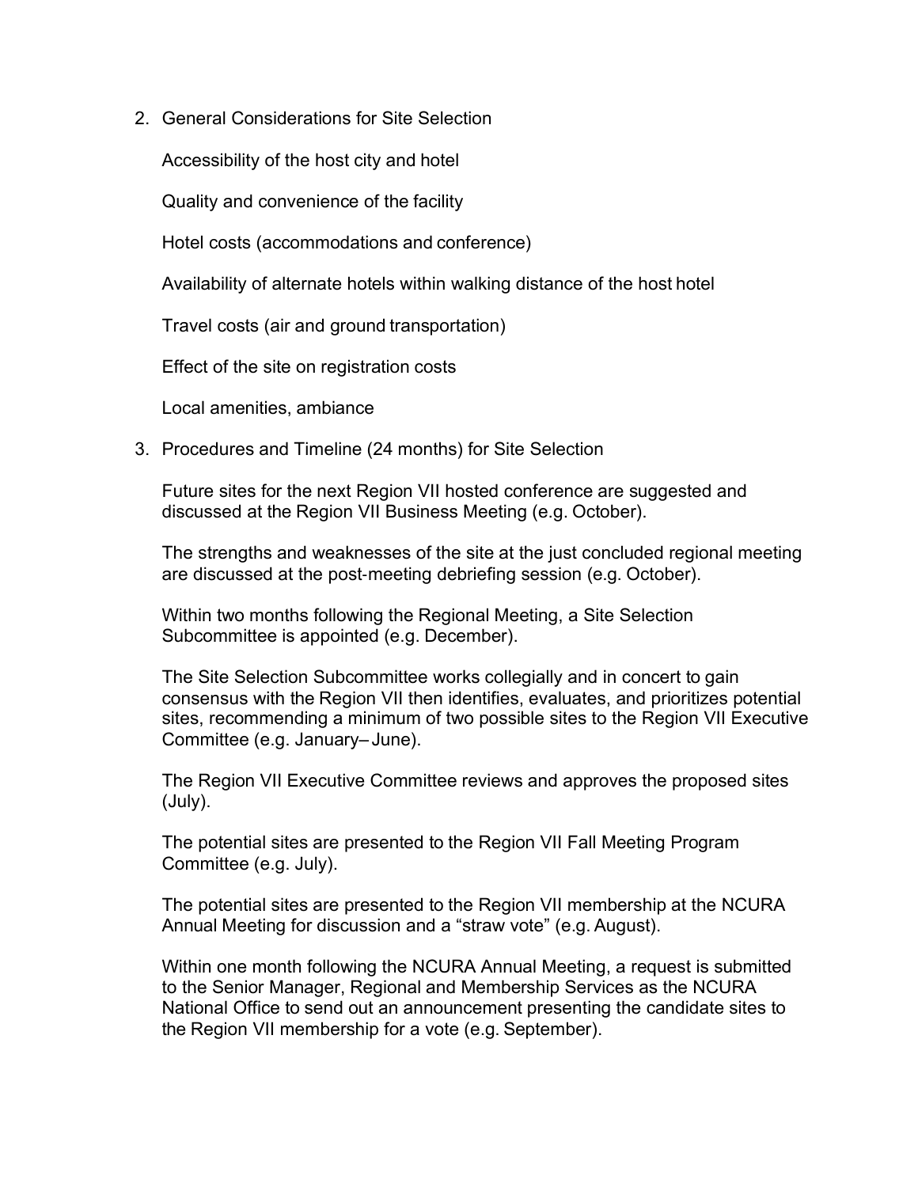2. General Considerations for Site Selection

   Accessibility of the host city and hotel

   Quality and convenience of the facility

   Hotel costs (accommodations and conference)

   Availability of alternate hotels within walking distance of the host hotel

   Travel costs (air and ground transportation)

   Effect of the site on registration costs

   Local amenities, ambiance

3. Procedures and Timeline (24 months) for Site Selection

   Future sites for the next Region VII hosted conference are suggested and discussed at the Region VII Business Meeting (e.g. October).

   The strengths and weaknesses of the site at the just concluded regional meeting are discussed at the post-meeting debriefing session (e.g. October).

   Within two months following the Regional Meeting, a Site Selection Subcommittee is appointed (e.g. December).

   The Site Selection Subcommittee works collegially and in concert to gain consensus with the Region VII then identifies, evaluates, and prioritizes potential sites, recommending a minimum of two possible sites to the Region VII Executive Committee (e.g. January– June).

   The Region VII Executive Committee reviews and approves the proposed sites (July).

   The potential sites are presented to the Region VII Fall Meeting Program Committee (e.g. July).

   The potential sites are presented to the Region VII membership at the NCURA Annual Meeting for discussion and a "straw vote" (e.g. August).

   Within one month following the NCURA Annual Meeting, a request is submitted to the Senior Manager, Regional and Membership Services as the NCURA National Office to send out an announcement presenting the candidate sites to the Region VII membership for a vote (e.g. September).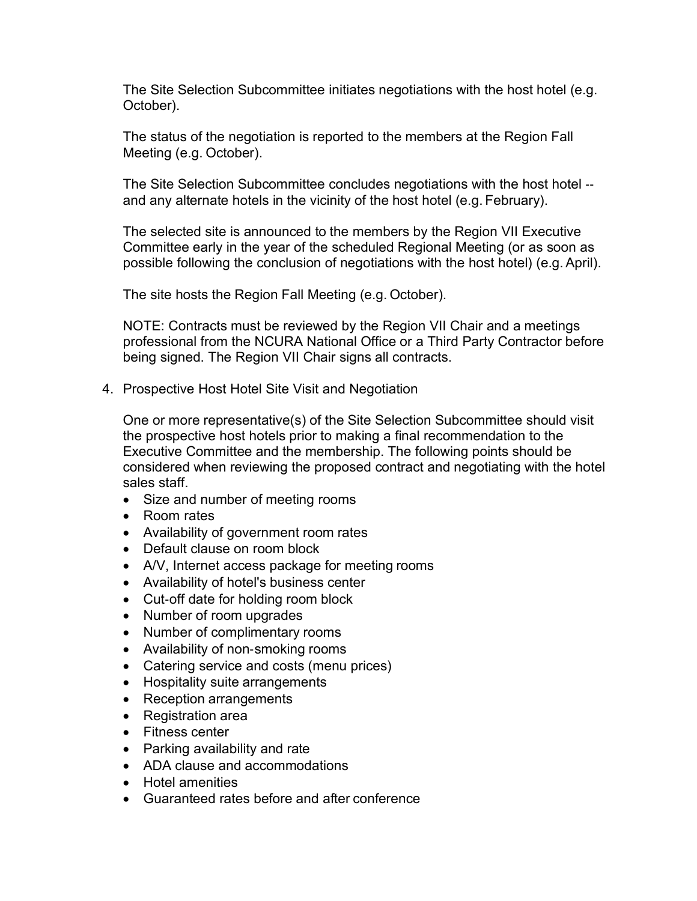The Site Selection Subcommittee initiates negotiations with the host hotel (e.g. October).

The status of the negotiation is reported to the members at the Region Fall Meeting (e.g. October).

The Site Selection Subcommittee concludes negotiations with the host hotel -- and any alternate hotels in the vicinity of the host hotel (e.g. February).

The selected site is announced to the members by the Region VII Executive Committee early in the year of the scheduled Regional Meeting (or as soon as possible following the conclusion of negotiations with the host hotel) (e.g. April).

The site hosts the Region Fall Meeting (e.g. October).

NOTE: Contracts must be reviewed by the Region VII Chair and a meetings professional from the NCURA National Office or a Third Party Contractor before being signed. The Region VII Chair signs all contracts.

4. Prospective Host Hotel Site Visit and Negotiation

   One or more representative(s) of the Site Selection Subcommittee should visit the prospective host hotels prior to making a final recommendation to the Executive Committee and the membership. The following points should be considered when reviewing the proposed contract and negotiating with the hotel sales staff.

   - Size and number of meeting rooms
   - Room rates
   - Availability of government room rates
   - Default clause on room block
   - A/V, Internet access package for meeting rooms
   - Availability of hotel's business center
   - Cut-off date for holding room block
   - Number of room upgrades
   - Number of complimentary rooms
   - Availability of non-smoking rooms
   - Catering service and costs (menu prices)
   - Hospitality suite arrangements
   - Reception arrangements
   - Registration area
   - Fitness center
   - Parking availability and rate
   - ADA clause and accommodations
   - Hotel amenities
   - Guaranteed rates before and after conference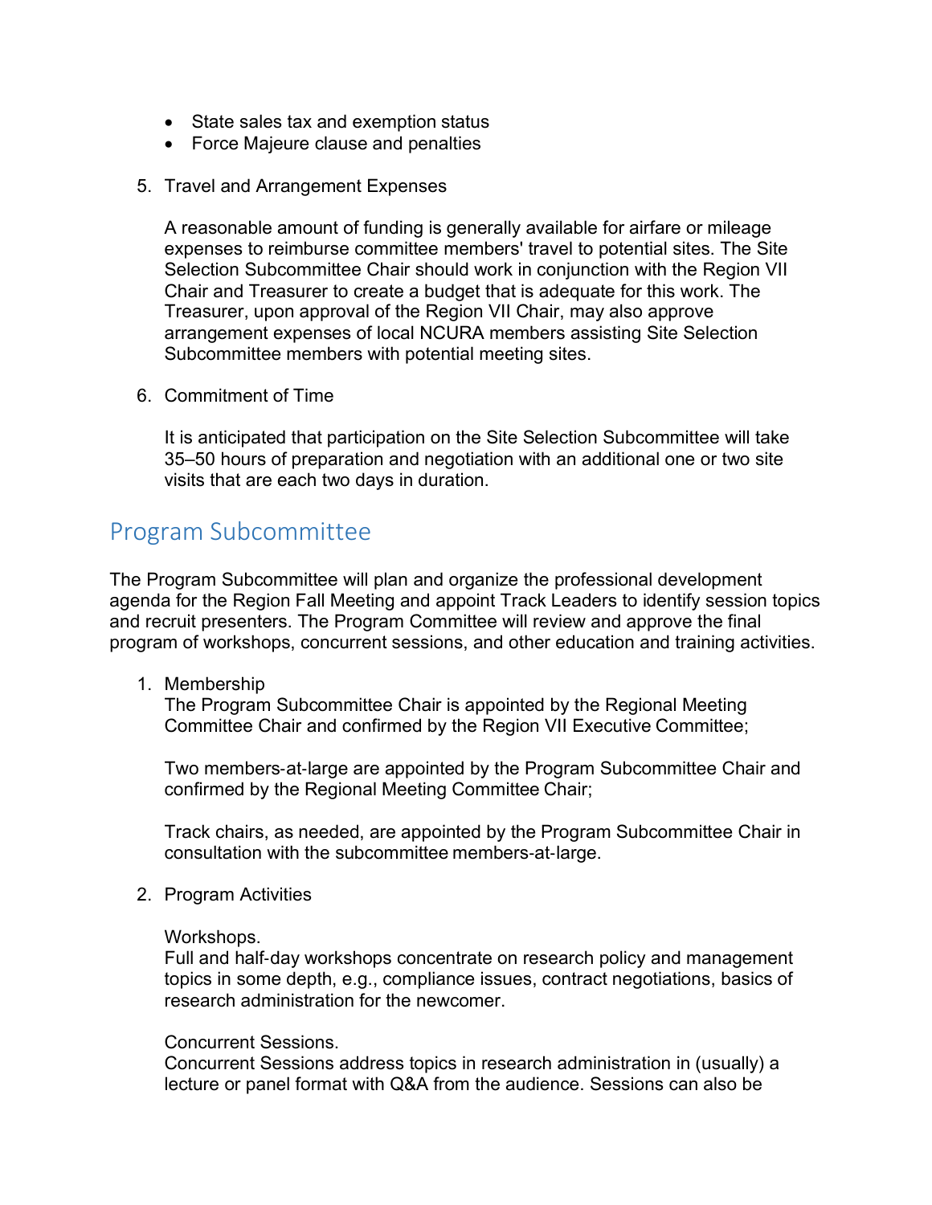- State sales tax and exemption status
- Force Majeure clause and penalties

5. Travel and Arrangement Expenses

   A reasonable amount of funding is generally available for airfare or mileage expenses to reimburse committee members' travel to potential sites. The Site Selection Subcommittee Chair should work in conjunction with the Region VII Chair and Treasurer to create a budget that is adequate for this work. The Treasurer, upon approval of the Region VII Chair, may also approve arrangement expenses of local NCURA members assisting Site Selection Subcommittee members with potential meeting sites.

6. Commitment of Time

   It is anticipated that participation on the Site Selection Subcommittee will take 35–50 hours of preparation and negotiation with an additional one or two site visits that are each two days in duration.

## Program Subcommittee

The Program Subcommittee will plan and organize the professional development agenda for the Region Fall Meeting and appoint Track Leaders to identify session topics and recruit presenters. The Program Committee will review and approve the final program of workshops, concurrent sessions, and other education and training activities.

1. Membership
   The Program Subcommittee Chair is appointed by the Regional Meeting Committee Chair and confirmed by the Region VII Executive Committee;

   Two members-at-large are appointed by the Program Subcommittee Chair and confirmed by the Regional Meeting Committee Chair;

   Track chairs, as needed, are appointed by the Program Subcommittee Chair in consultation with the subcommittee members-at-large.

2. Program Activities

   Workshops.
   Full and half-day workshops concentrate on research policy and management topics in some depth, e.g., compliance issues, contract negotiations, basics of research administration for the newcomer.

   Concurrent Sessions.
   Concurrent Sessions address topics in research administration in (usually) a lecture or panel format with Q&A from the audience. Sessions can also be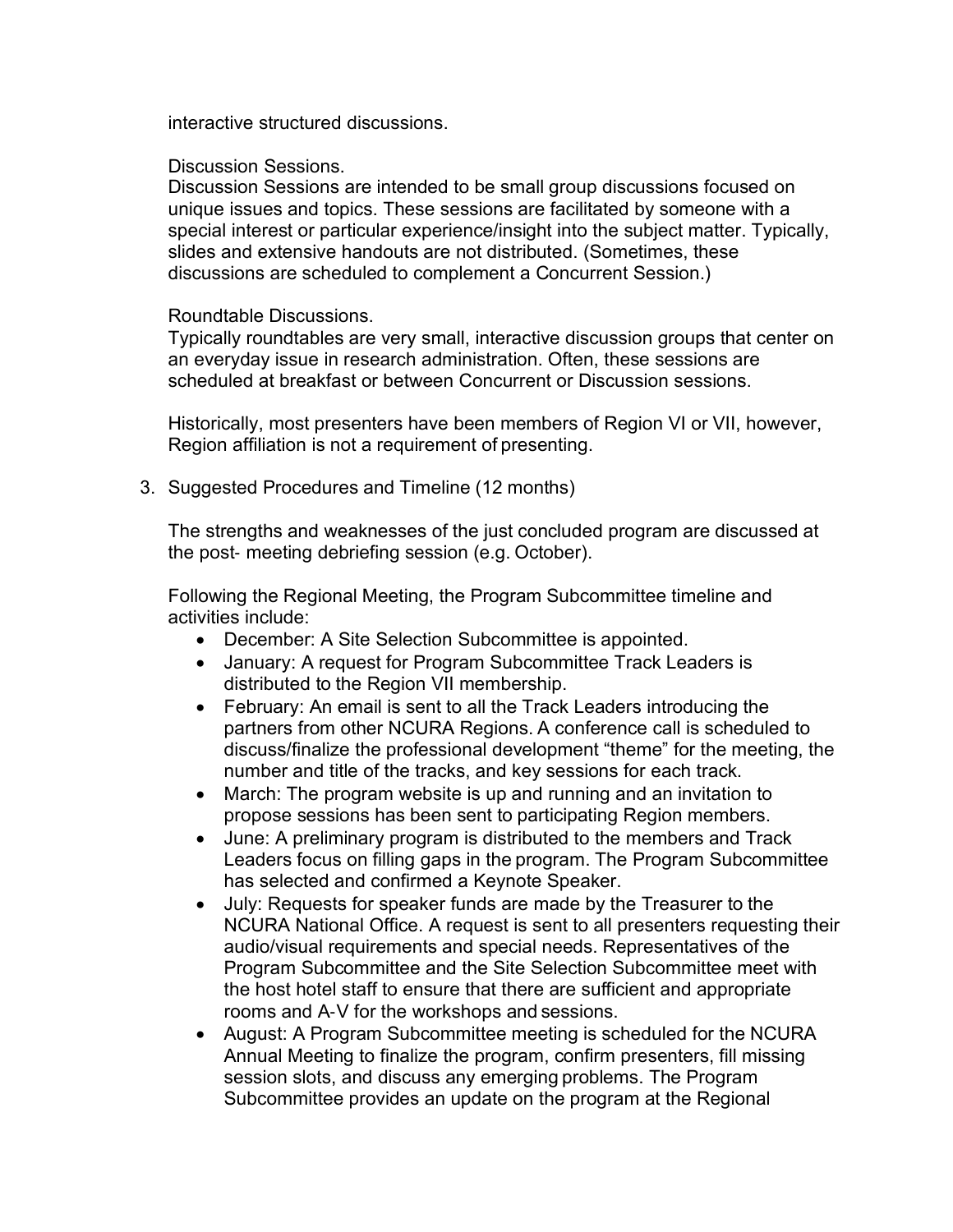interactive structured discussions.

Discussion Sessions.
Discussion Sessions are intended to be small group discussions focused on unique issues and topics. These sessions are facilitated by someone with a special interest or particular experience/insight into the subject matter. Typically, slides and extensive handouts are not distributed. (Sometimes, these discussions are scheduled to complement a Concurrent Session.)

Roundtable Discussions.
Typically roundtables are very small, interactive discussion groups that center on an everyday issue in research administration. Often, these sessions are scheduled at breakfast or between Concurrent or Discussion sessions.

Historically, most presenters have been members of Region VI or VII, however, Region affiliation is not a requirement of presenting.

3. Suggested Procedures and Timeline (12 months)

   The strengths and weaknesses of the just concluded program are discussed at the post- meeting debriefing session (e.g. October).

   Following the Regional Meeting, the Program Subcommittee timeline and activities include:

   - December: A Site Selection Subcommittee is appointed.
   - January: A request for Program Subcommittee Track Leaders is distributed to the Region VII membership.
   - February: An email is sent to all the Track Leaders introducing the partners from other NCURA Regions. A conference call is scheduled to discuss/finalize the professional development "theme" for the meeting, the number and title of the tracks, and key sessions for each track.
   - March: The program website is up and running and an invitation to propose sessions has been sent to participating Region members.
   - June: A preliminary program is distributed to the members and Track Leaders focus on filling gaps in the program. The Program Subcommittee has selected and confirmed a Keynote Speaker.
   - July: Requests for speaker funds are made by the Treasurer to the NCURA National Office. A request is sent to all presenters requesting their audio/visual requirements and special needs. Representatives of the Program Subcommittee and the Site Selection Subcommittee meet with the host hotel staff to ensure that there are sufficient and appropriate rooms and A-V for the workshops and sessions.
   - August: A Program Subcommittee meeting is scheduled for the NCURA Annual Meeting to finalize the program, confirm presenters, fill missing session slots, and discuss any emerging problems. The Program Subcommittee provides an update on the program at the Regional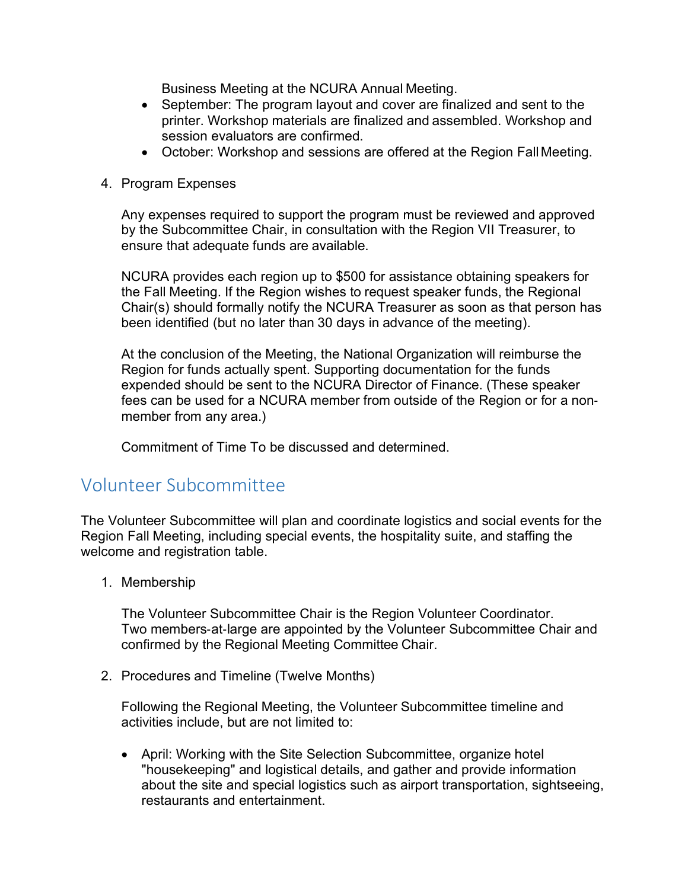Business Meeting at the NCURA Annual Meeting.

- September: The program layout and cover are finalized and sent to the printer. Workshop materials are finalized and assembled. Workshop and session evaluators are confirmed.
- October: Workshop and sessions are offered at the Region Fall Meeting.

4. Program Expenses

   Any expenses required to support the program must be reviewed and approved by the Subcommittee Chair, in consultation with the Region VII Treasurer, to ensure that adequate funds are available.

   NCURA provides each region up to $500 for assistance obtaining speakers for the Fall Meeting. If the Region wishes to request speaker funds, the Regional Chair(s) should formally notify the NCURA Treasurer as soon as that person has been identified (but no later than 30 days in advance of the meeting).

   At the conclusion of the Meeting, the National Organization will reimburse the Region for funds actually spent. Supporting documentation for the funds expended should be sent to the NCURA Director of Finance. (These speaker fees can be used for a NCURA member from outside of the Region or for a non-member from any area.)

   Commitment of Time To be discussed and determined.

## Volunteer Subcommittee

The Volunteer Subcommittee will plan and coordinate logistics and social events for the Region Fall Meeting, including special events, the hospitality suite, and staffing the welcome and registration table.

1. Membership

   The Volunteer Subcommittee Chair is the Region Volunteer Coordinator. Two members-at-large are appointed by the Volunteer Subcommittee Chair and confirmed by the Regional Meeting Committee Chair.

2. Procedures and Timeline (Twelve Months)

   Following the Regional Meeting, the Volunteer Subcommittee timeline and activities include, but are not limited to:

   - April: Working with the Site Selection Subcommittee, organize hotel "housekeeping" and logistical details, and gather and provide information about the site and special logistics such as airport transportation, sightseeing, restaurants and entertainment.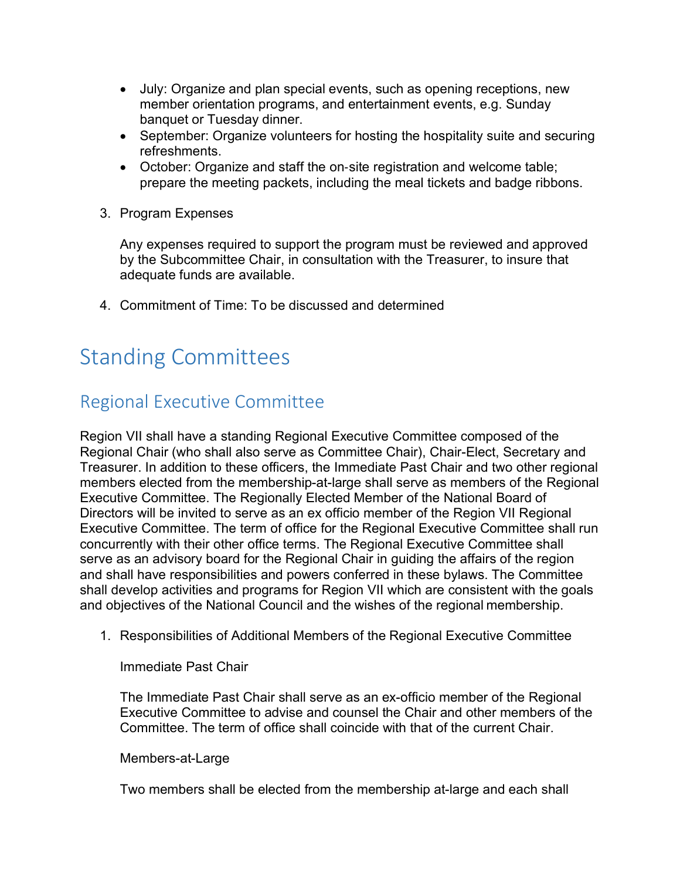- July: Organize and plan special events, such as opening receptions, new member orientation programs, and entertainment events, e.g. Sunday banquet or Tuesday dinner.
- September: Organize volunteers for hosting the hospitality suite and securing refreshments.
- October: Organize and staff the on-site registration and welcome table; prepare the meeting packets, including the meal tickets and badge ribbons.

3. Program Expenses

   Any expenses required to support the program must be reviewed and approved by the Subcommittee Chair, in consultation with the Treasurer, to insure that adequate funds are available.

4. Commitment of Time: To be discussed and determined

# Standing Committees

## Regional Executive Committee

Region VII shall have a standing Regional Executive Committee composed of the Regional Chair (who shall also serve as Committee Chair), Chair-Elect, Secretary and Treasurer. In addition to these officers, the Immediate Past Chair and two other regional members elected from the membership-at-large shall serve as members of the Regional Executive Committee. The Regionally Elected Member of the National Board of Directors will be invited to serve as an ex officio member of the Region VII Regional Executive Committee. The term of office for the Regional Executive Committee shall run concurrently with their other office terms. The Regional Executive Committee shall serve as an advisory board for the Regional Chair in guiding the affairs of the region and shall have responsibilities and powers conferred in these bylaws. The Committee shall develop activities and programs for Region VII which are consistent with the goals and objectives of the National Council and the wishes of the regional membership.

1. Responsibilities of Additional Members of the Regional Executive Committee

   Immediate Past Chair

   The Immediate Past Chair shall serve as an ex-officio member of the Regional Executive Committee to advise and counsel the Chair and other members of the Committee. The term of office shall coincide with that of the current Chair.

   Members-at-Large

   Two members shall be elected from the membership at-large and each shall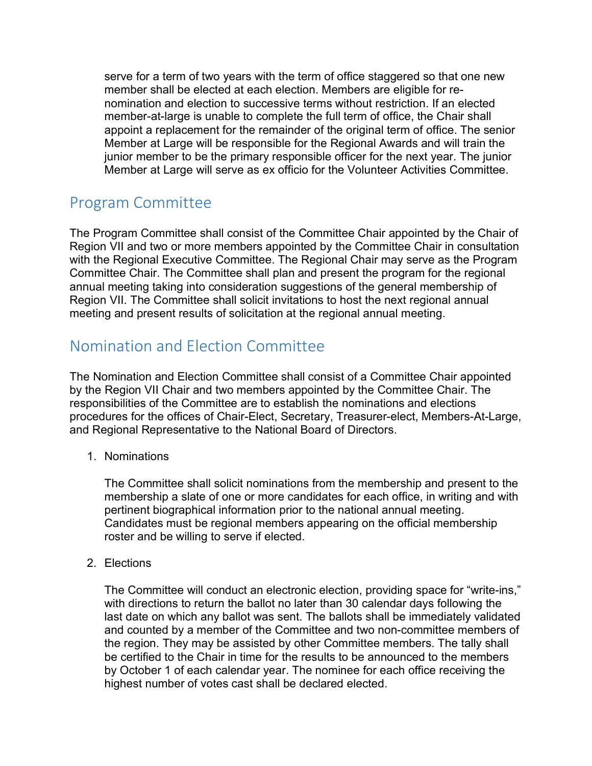serve for a term of two years with the term of office staggered so that one new member shall be elected at each election. Members are eligible for re-nomination and election to successive terms without restriction. If an elected member-at-large is unable to complete the full term of office, the Chair shall appoint a replacement for the remainder of the original term of office. The senior Member at Large will be responsible for the Regional Awards and will train the junior member to be the primary responsible officer for the next year. The junior Member at Large will serve as ex officio for the Volunteer Activities Committee.

## Program Committee

The Program Committee shall consist of the Committee Chair appointed by the Chair of Region VII and two or more members appointed by the Committee Chair in consultation with the Regional Executive Committee. The Regional Chair may serve as the Program Committee Chair. The Committee shall plan and present the program for the regional annual meeting taking into consideration suggestions of the general membership of Region VII. The Committee shall solicit invitations to host the next regional annual meeting and present results of solicitation at the regional annual meeting.

## Nomination and Election Committee

The Nomination and Election Committee shall consist of a Committee Chair appointed by the Region VII Chair and two members appointed by the Committee Chair. The responsibilities of the Committee are to establish the nominations and elections procedures for the offices of Chair-Elect, Secretary, Treasurer-elect, Members-At-Large, and Regional Representative to the National Board of Directors.

1. Nominations

   The Committee shall solicit nominations from the membership and present to the membership a slate of one or more candidates for each office, in writing and with pertinent biographical information prior to the national annual meeting. Candidates must be regional members appearing on the official membership roster and be willing to serve if elected.

2. Elections

   The Committee will conduct an electronic election, providing space for "write-ins," with directions to return the ballot no later than 30 calendar days following the last date on which any ballot was sent. The ballots shall be immediately validated and counted by a member of the Committee and two non-committee members of the region. They may be assisted by other Committee members. The tally shall be certified to the Chair in time for the results to be announced to the members by October 1 of each calendar year. The nominee for each office receiving the highest number of votes cast shall be declared elected.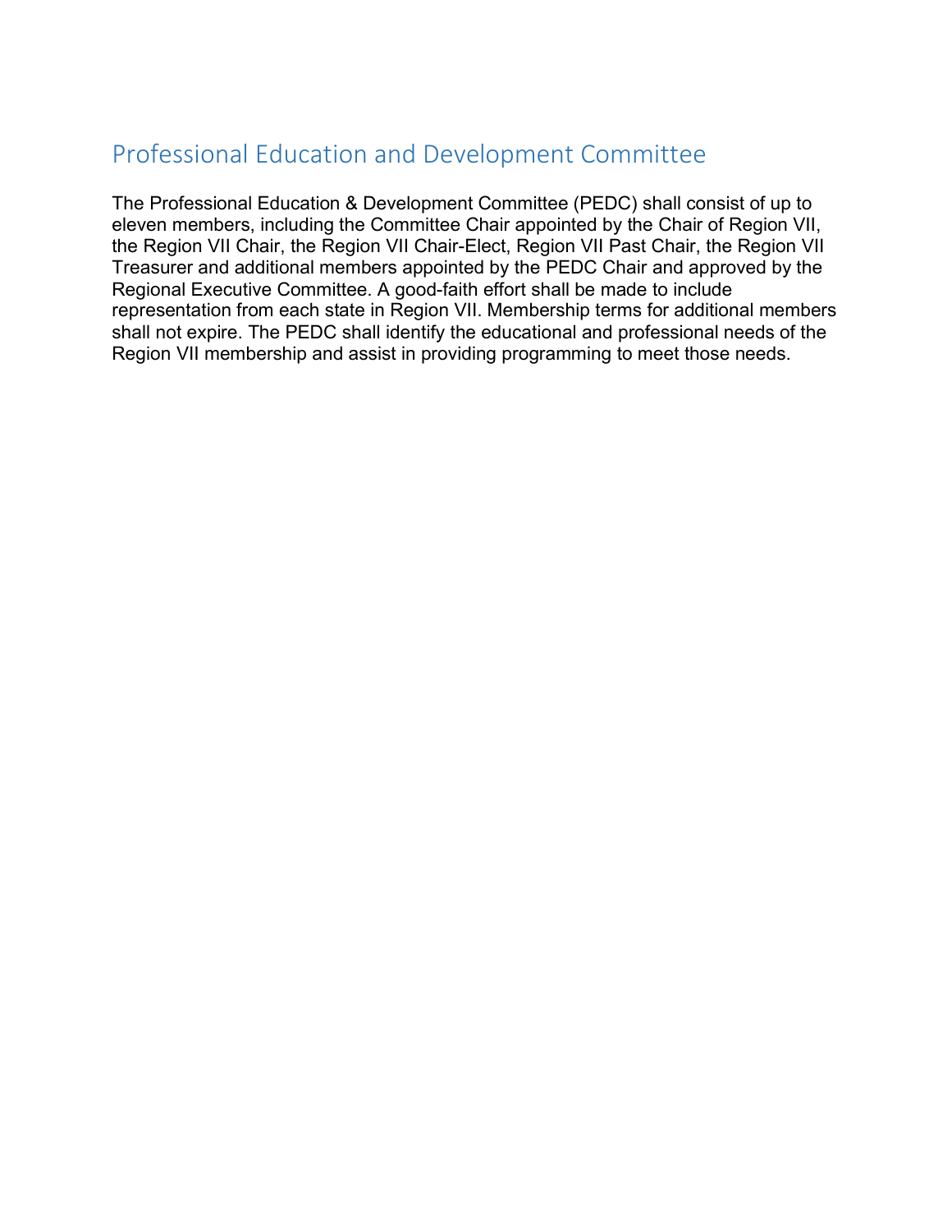## Professional Education and Development Committee

The Professional Education & Development Committee (PEDC) shall consist of up to eleven members, including the Committee Chair appointed by the Chair of Region VII, the Region VII Chair, the Region VII Chair-Elect, Region VII Past Chair, the Region VII Treasurer and additional members appointed by the PEDC Chair and approved by the Regional Executive Committee. A good-faith effort shall be made to include representation from each state in Region VII. Membership terms for additional members shall not expire. The PEDC shall identify the educational and professional needs of the Region VII membership and assist in providing programming to meet those needs.